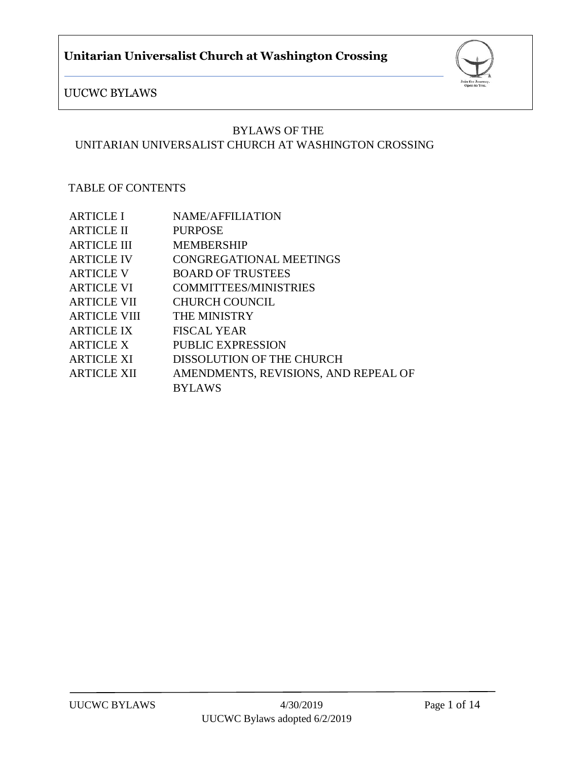# BYLAWS OF THE UNITARIAN UNIVERSALIST CHURCH AT WASHINGTON CROSSING

## TABLE OF CONTENTS

| | |
|---|---|
| ARTICLE I | NAME/AFFILIATION |
| ARTICLE II | PURPOSE |
| ARTICLE III | MEMBERSHIP |
| ARTICLE IV | CONGREGATIONAL MEETINGS |
| ARTICLE V | BOARD OF TRUSTEES |
| ARTICLE VI | COMMITTEES/MINISTRIES |
| ARTICLE VII | CHURCH COUNCIL |
| ARTICLE VIII | THE MINISTRY |
| ARTICLE IX | FISCAL YEAR |
| ARTICLE X | PUBLIC EXPRESSION |
| ARTICLE XI | DISSOLUTION OF THE CHURCH |
| ARTICLE XII | AMENDMENTS, REVISIONS, AND REPEAL OF BYLAWS |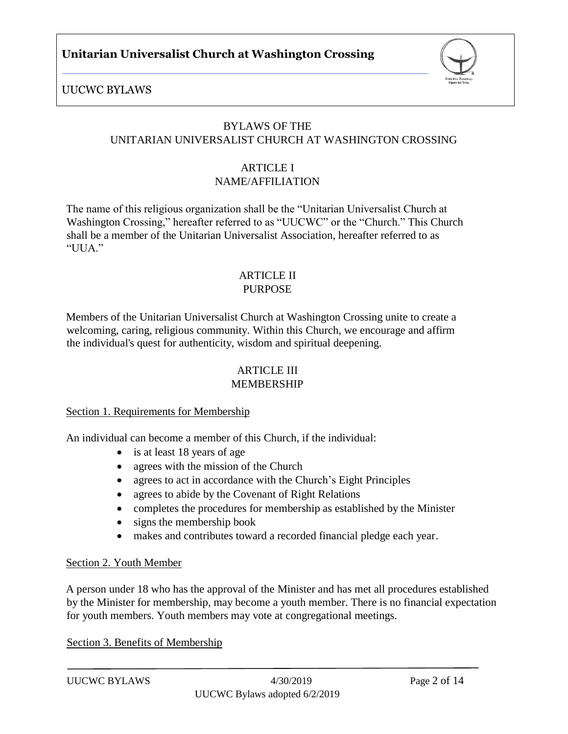# BYLAWS OF THE UNITARIAN UNIVERSALIST CHURCH AT WASHINGTON CROSSING

## ARTICLE I
## NAME/AFFILIATION

The name of this religious organization shall be the "Unitarian Universalist Church at Washington Crossing," hereafter referred to as "UUCWC" or the "Church." This Church shall be a member of the Unitarian Universalist Association, hereafter referred to as "UUA."

## ARTICLE II
## PURPOSE

Members of the Unitarian Universalist Church at Washington Crossing unite to create a welcoming, caring, religious community. Within this Church, we encourage and affirm the individual's quest for authenticity, wisdom and spiritual deepening.

## ARTICLE III
## MEMBERSHIP

### Section 1. Requirements for Membership

An individual can become a member of this Church, if the individual:

- is at least 18 years of age
- agrees with the mission of the Church
- agrees to act in accordance with the Church's Eight Principles
- agrees to abide by the Covenant of Right Relations
- completes the procedures for membership as established by the Minister
- signs the membership book
- makes and contributes toward a recorded financial pledge each year.

### Section 2. Youth Member

A person under 18 who has the approval of the Minister and has met all procedures established by the Minister for membership, may become a youth member. There is no financial expectation for youth members. Youth members may vote at congregational meetings.

### Section 3. Benefits of Membership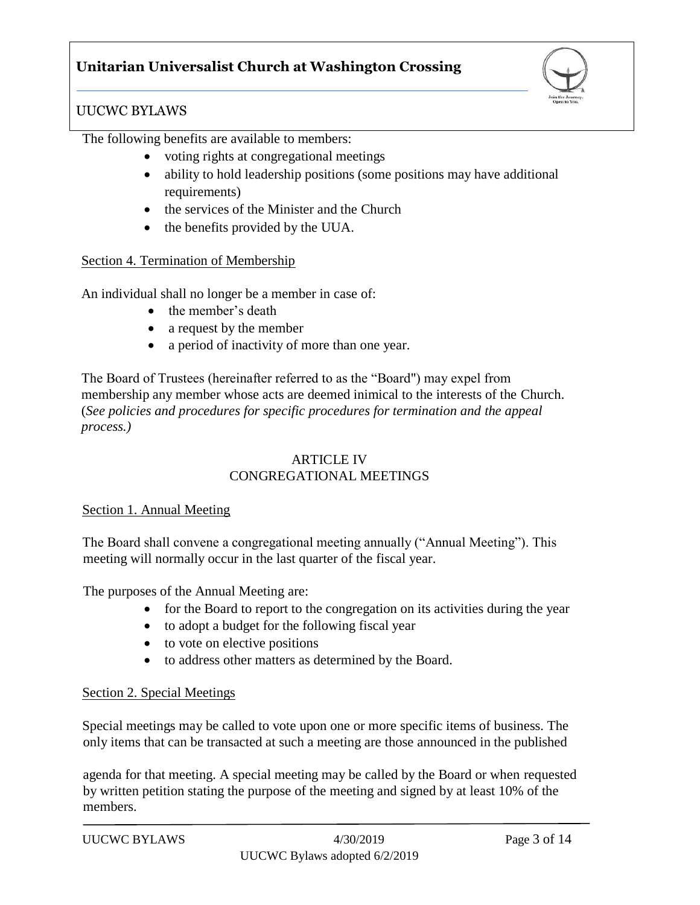The following benefits are available to members:

- voting rights at congregational meetings
- ability to hold leadership positions (some positions may have additional requirements)
- the services of the Minister and the Church
- the benefits provided by the UUA.

Section 4. Termination of Membership

An individual shall no longer be a member in case of:

- the member's death
- a request by the member
- a period of inactivity of more than one year.

The Board of Trustees (hereinafter referred to as the "Board") may expel from membership any member whose acts are deemed inimical to the interests of the Church. (*See policies and procedures for specific procedures for termination and the appeal process.)*

## ARTICLE IV
## CONGREGATIONAL MEETINGS

Section 1. Annual Meeting

The Board shall convene a congregational meeting annually ("Annual Meeting"). This meeting will normally occur in the last quarter of the fiscal year.

The purposes of the Annual Meeting are:

- for the Board to report to the congregation on its activities during the year
- to adopt a budget for the following fiscal year
- to vote on elective positions
- to address other matters as determined by the Board.

Section 2. Special Meetings

Special meetings may be called to vote upon one or more specific items of business. The only items that can be transacted at such a meeting are those announced in the published agenda for that meeting. A special meeting may be called by the Board or when requested by written petition stating the purpose of the meeting and signed by at least 10% of the members.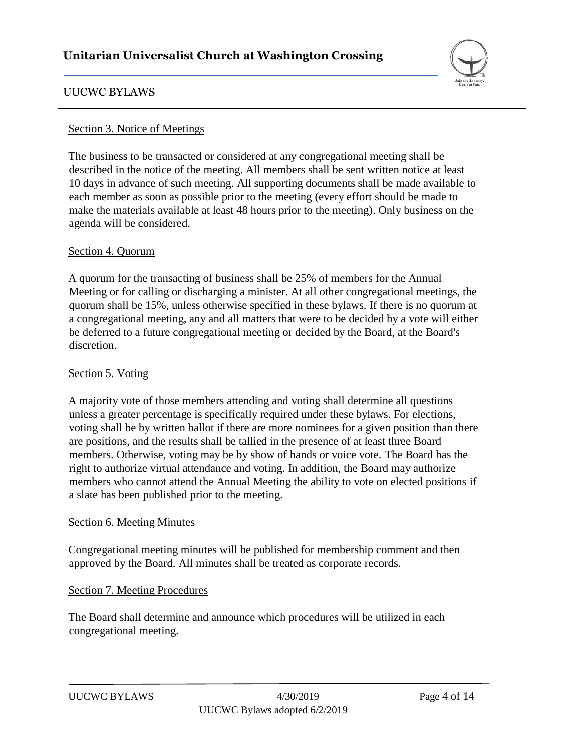Section 3. Notice of Meetings

The business to be transacted or considered at any congregational meeting shall be described in the notice of the meeting. All members shall be sent written notice at least 10 days in advance of such meeting. All supporting documents shall be made available to each member as soon as possible prior to the meeting (every effort should be made to make the materials available at least 48 hours prior to the meeting). Only business on the agenda will be considered.

Section 4. Quorum

A quorum for the transacting of business shall be 25% of members for the Annual Meeting or for calling or discharging a minister. At all other congregational meetings, the quorum shall be 15%, unless otherwise specified in these bylaws. If there is no quorum at a congregational meeting, any and all matters that were to be decided by a vote will either be deferred to a future congregational meeting or decided by the Board, at the Board's discretion.

Section 5. Voting

A majority vote of those members attending and voting shall determine all questions unless a greater percentage is specifically required under these bylaws. For elections, voting shall be by written ballot if there are more nominees for a given position than there are positions, and the results shall be tallied in the presence of at least three Board members. Otherwise, voting may be by show of hands or voice vote. The Board has the right to authorize virtual attendance and voting. In addition, the Board may authorize members who cannot attend the Annual Meeting the ability to vote on elected positions if a slate has been published prior to the meeting.

Section 6. Meeting Minutes

Congregational meeting minutes will be published for membership comment and then approved by the Board. All minutes shall be treated as corporate records.

Section 7. Meeting Procedures

The Board shall determine and announce which procedures will be utilized in each congregational meeting.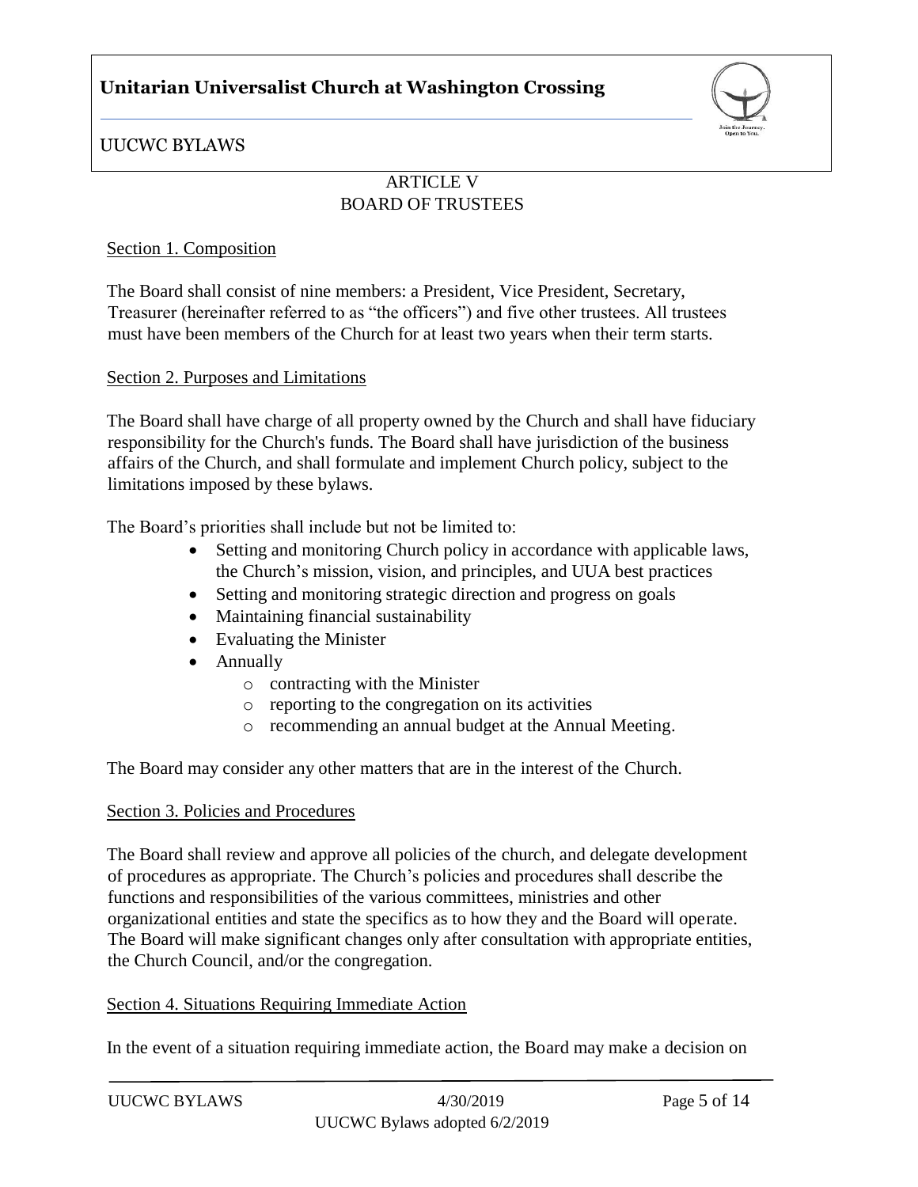## ARTICLE V
## BOARD OF TRUSTEES

### Section 1. Composition

The Board shall consist of nine members: a President, Vice President, Secretary, Treasurer (hereinafter referred to as "the officers") and five other trustees. All trustees must have been members of the Church for at least two years when their term starts.

### Section 2. Purposes and Limitations

The Board shall have charge of all property owned by the Church and shall have fiduciary responsibility for the Church's funds. The Board shall have jurisdiction of the business affairs of the Church, and shall formulate and implement Church policy, subject to the limitations imposed by these bylaws.

The Board's priorities shall include but not be limited to:

- Setting and monitoring Church policy in accordance with applicable laws, the Church's mission, vision, and principles, and UUA best practices
- Setting and monitoring strategic direction and progress on goals
- Maintaining financial sustainability
- Evaluating the Minister
- Annually
  - contracting with the Minister
  - reporting to the congregation on its activities
  - recommending an annual budget at the Annual Meeting.

The Board may consider any other matters that are in the interest of the Church.

### Section 3. Policies and Procedures

The Board shall review and approve all policies of the church, and delegate development of procedures as appropriate. The Church's policies and procedures shall describe the functions and responsibilities of the various committees, ministries and other organizational entities and state the specifics as to how they and the Board will operate. The Board will make significant changes only after consultation with appropriate entities, the Church Council, and/or the congregation.

### Section 4. Situations Requiring Immediate Action

In the event of a situation requiring immediate action, the Board may make a decision on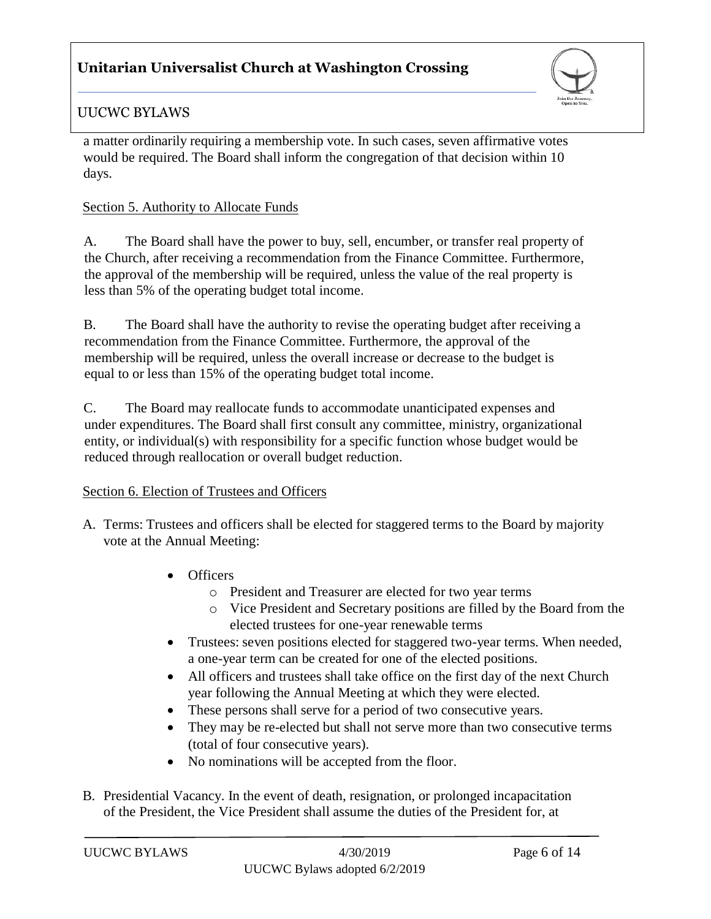a matter ordinarily requiring a membership vote. In such cases, seven affirmative votes would be required. The Board shall inform the congregation of that decision within 10 days.

### Section 5. Authority to Allocate Funds

A. The Board shall have the power to buy, sell, encumber, or transfer real property of the Church, after receiving a recommendation from the Finance Committee. Furthermore, the approval of the membership will be required, unless the value of the real property is less than 5% of the operating budget total income.

B. The Board shall have the authority to revise the operating budget after receiving a recommendation from the Finance Committee. Furthermore, the approval of the membership will be required, unless the overall increase or decrease to the budget is equal to or less than 15% of the operating budget total income.

C. The Board may reallocate funds to accommodate unanticipated expenses and under expenditures. The Board shall first consult any committee, ministry, organizational entity, or individual(s) with responsibility for a specific function whose budget would be reduced through reallocation or overall budget reduction.

### Section 6. Election of Trustees and Officers

A. Terms: Trustees and officers shall be elected for staggered terms to the Board by majority vote at the Annual Meeting:

- Officers
  - President and Treasurer are elected for two year terms
  - Vice President and Secretary positions are filled by the Board from the elected trustees for one-year renewable terms
- Trustees: seven positions elected for staggered two-year terms. When needed, a one-year term can be created for one of the elected positions.
- All officers and trustees shall take office on the first day of the next Church year following the Annual Meeting at which they were elected.
- These persons shall serve for a period of two consecutive years.
- They may be re-elected but shall not serve more than two consecutive terms (total of four consecutive years).
- No nominations will be accepted from the floor.

B. Presidential Vacancy. In the event of death, resignation, or prolonged incapacitation of the President, the Vice President shall assume the duties of the President for, at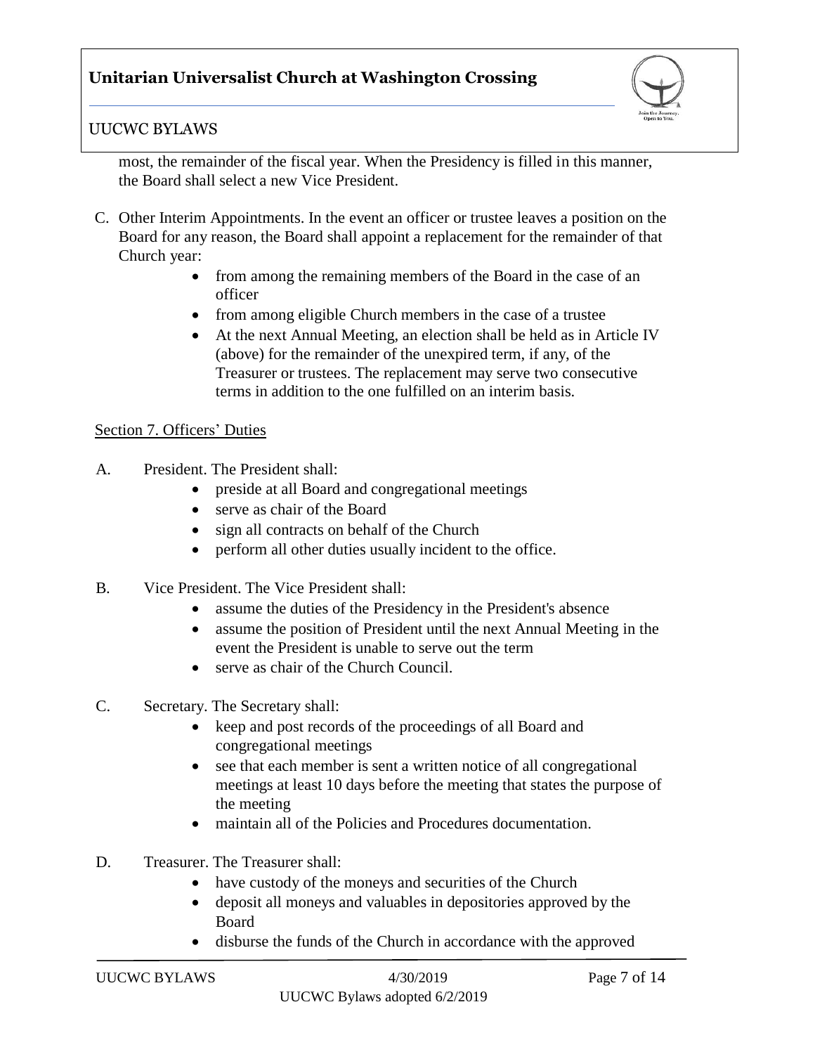most, the remainder of the fiscal year. When the Presidency is filled in this manner, the Board shall select a new Vice President.

C. Other Interim Appointments. In the event an officer or trustee leaves a position on the Board for any reason, the Board shall appoint a replacement for the remainder of that Church year:
   - from among the remaining members of the Board in the case of an officer
   - from among eligible Church members in the case of a trustee
   - At the next Annual Meeting, an election shall be held as in Article IV (above) for the remainder of the unexpired term, if any, of the Treasurer or trustees. The replacement may serve two consecutive terms in addition to the one fulfilled on an interim basis.

Section 7. Officers' Duties

A. President. The President shall:
   - preside at all Board and congregational meetings
   - serve as chair of the Board
   - sign all contracts on behalf of the Church
   - perform all other duties usually incident to the office.

B. Vice President. The Vice President shall:
   - assume the duties of the Presidency in the President's absence
   - assume the position of President until the next Annual Meeting in the event the President is unable to serve out the term
   - serve as chair of the Church Council.

C. Secretary. The Secretary shall:
   - keep and post records of the proceedings of all Board and congregational meetings
   - see that each member is sent a written notice of all congregational meetings at least 10 days before the meeting that states the purpose of the meeting
   - maintain all of the Policies and Procedures documentation.

D. Treasurer. The Treasurer shall:
   - have custody of the moneys and securities of the Church
   - deposit all moneys and valuables in depositories approved by the Board
   - disburse the funds of the Church in accordance with the approved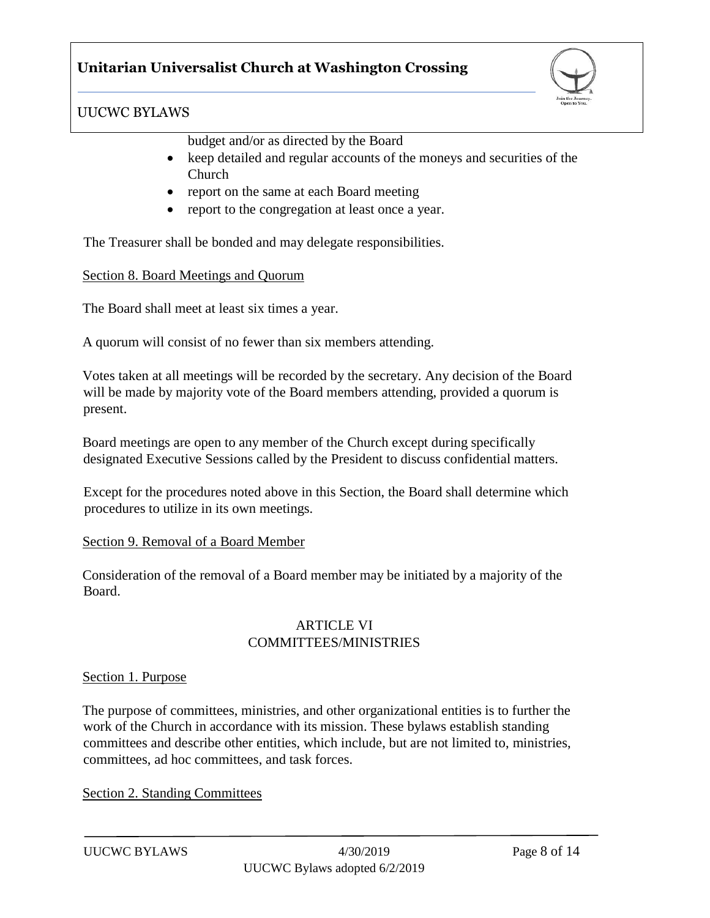budget and/or as directed by the Board

- keep detailed and regular accounts of the moneys and securities of the Church
- report on the same at each Board meeting
- report to the congregation at least once a year.

The Treasurer shall be bonded and may delegate responsibilities.

Section 8. Board Meetings and Quorum

The Board shall meet at least six times a year.

A quorum will consist of no fewer than six members attending.

Votes taken at all meetings will be recorded by the secretary. Any decision of the Board will be made by majority vote of the Board members attending, provided a quorum is present.

Board meetings are open to any member of the Church except during specifically designated Executive Sessions called by the President to discuss confidential matters.

Except for the procedures noted above in this Section, the Board shall determine which procedures to utilize in its own meetings.

Section 9. Removal of a Board Member

Consideration of the removal of a Board member may be initiated by a majority of the Board.

## ARTICLE VI
## COMMITTEES/MINISTRIES

Section 1. Purpose

The purpose of committees, ministries, and other organizational entities is to further the work of the Church in accordance with its mission. These bylaws establish standing committees and describe other entities, which include, but are not limited to, ministries, committees, ad hoc committees, and task forces.

Section 2. Standing Committees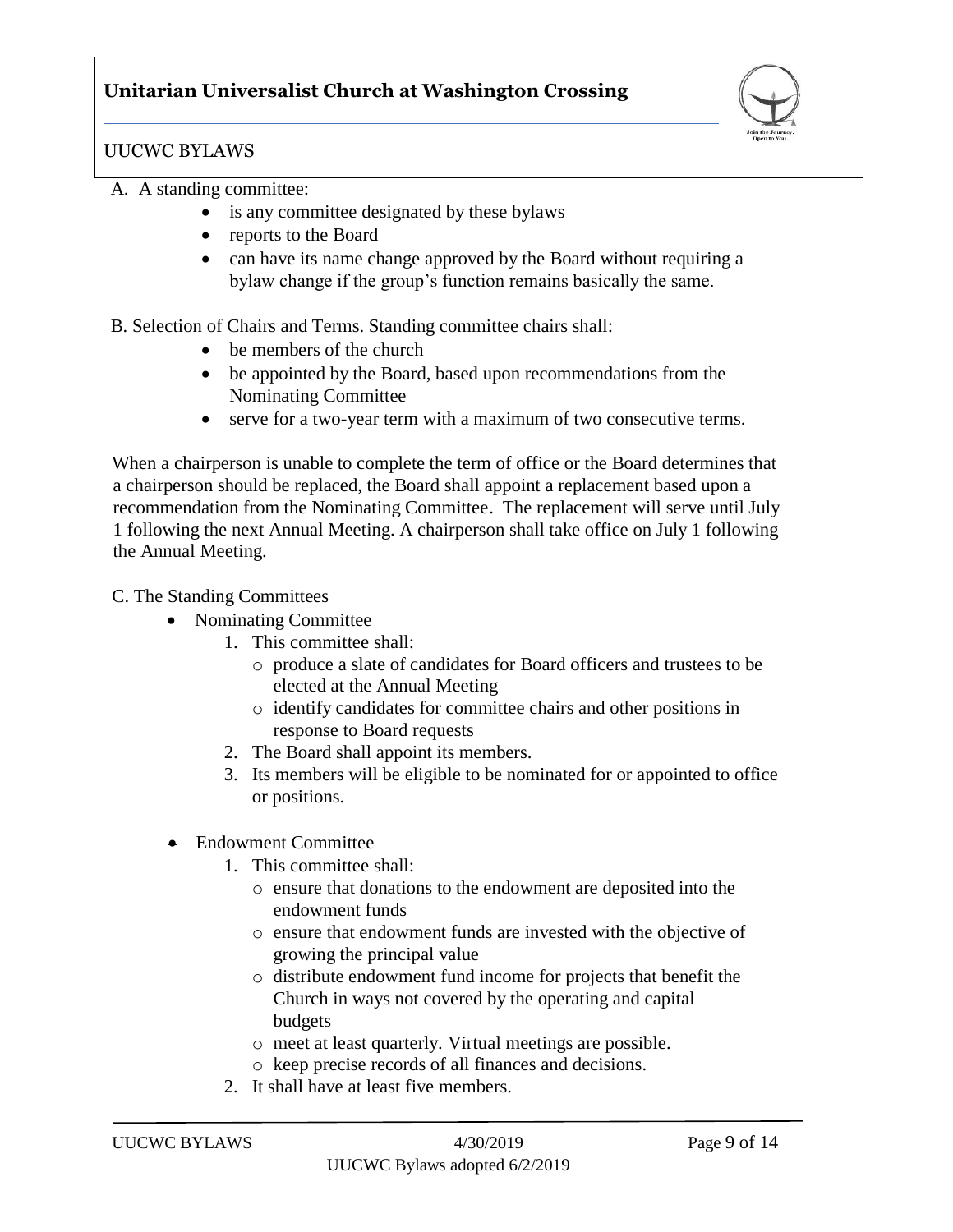A. A standing committee:

- is any committee designated by these bylaws
- reports to the Board
- can have its name change approved by the Board without requiring a bylaw change if the group's function remains basically the same.

B. Selection of Chairs and Terms. Standing committee chairs shall:

- be members of the church
- be appointed by the Board, based upon recommendations from the Nominating Committee
- serve for a two-year term with a maximum of two consecutive terms.

When a chairperson is unable to complete the term of office or the Board determines that a chairperson should be replaced, the Board shall appoint a replacement based upon a recommendation from the Nominating Committee. The replacement will serve until July 1 following the next Annual Meeting. A chairperson shall take office on July 1 following the Annual Meeting.

C. The Standing Committees

- Nominating Committee
  1. This committee shall:
     - produce a slate of candidates for Board officers and trustees to be elected at the Annual Meeting
     - identify candidates for committee chairs and other positions in response to Board requests
  2. The Board shall appoint its members.
  3. Its members will be eligible to be nominated for or appointed to office or positions.

- Endowment Committee
  1. This committee shall:
     - ensure that donations to the endowment are deposited into the endowment funds
     - ensure that endowment funds are invested with the objective of growing the principal value
     - distribute endowment fund income for projects that benefit the Church in ways not covered by the operating and capital budgets
     - meet at least quarterly. Virtual meetings are possible.
     - keep precise records of all finances and decisions.
  2. It shall have at least five members.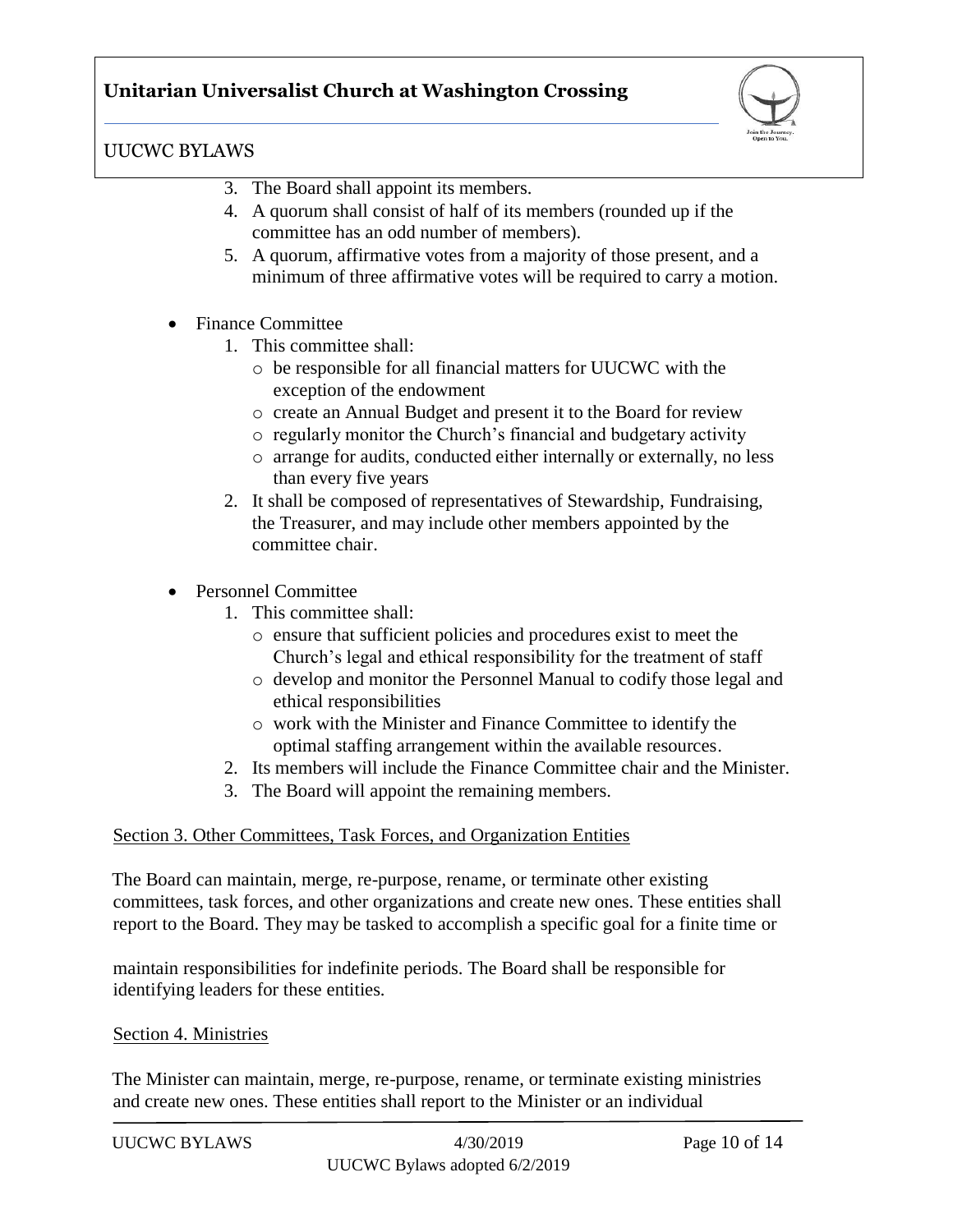3. The Board shall appoint its members.
4. A quorum shall consist of half of its members (rounded up if the committee has an odd number of members).
5. A quorum, affirmative votes from a majority of those present, and a minimum of three affirmative votes will be required to carry a motion.

- Finance Committee
  1. This committee shall:
     - be responsible for all financial matters for UUCWC with the exception of the endowment
     - create an Annual Budget and present it to the Board for review
     - regularly monitor the Church's financial and budgetary activity
     - arrange for audits, conducted either internally or externally, no less than every five years
  2. It shall be composed of representatives of Stewardship, Fundraising, the Treasurer, and may include other members appointed by the committee chair.

- Personnel Committee
  1. This committee shall:
     - ensure that sufficient policies and procedures exist to meet the Church's legal and ethical responsibility for the treatment of staff
     - develop and monitor the Personnel Manual to codify those legal and ethical responsibilities
     - work with the Minister and Finance Committee to identify the optimal staffing arrangement within the available resources.
  2. Its members will include the Finance Committee chair and the Minister.
  3. The Board will appoint the remaining members.

Section 3. Other Committees, Task Forces, and Organization Entities

The Board can maintain, merge, re-purpose, rename, or terminate other existing committees, task forces, and other organizations and create new ones. These entities shall report to the Board. They may be tasked to accomplish a specific goal for a finite time or maintain responsibilities for indefinite periods. The Board shall be responsible for identifying leaders for these entities.

Section 4. Ministries

The Minister can maintain, merge, re-purpose, rename, or terminate existing ministries and create new ones. These entities shall report to the Minister or an individual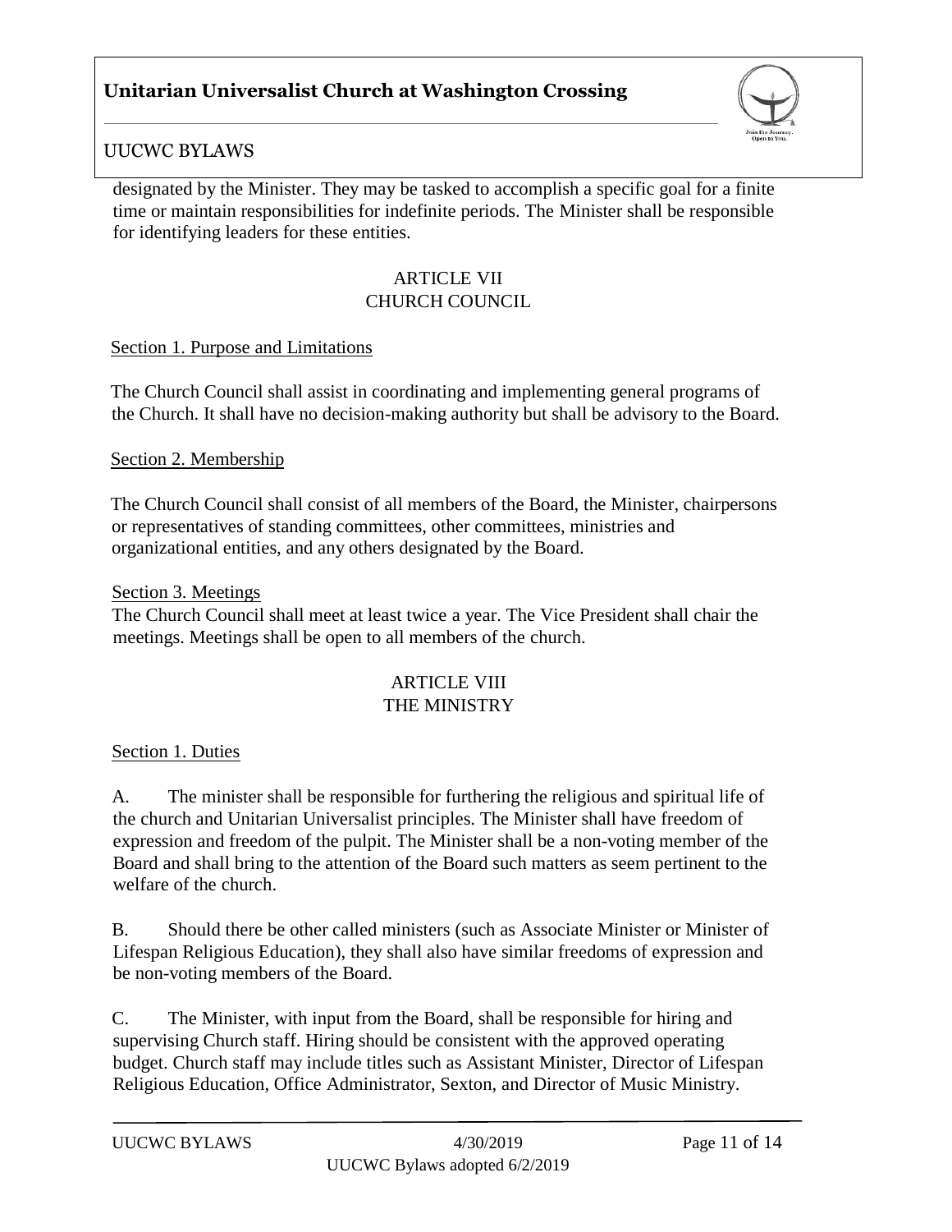designated by the Minister. They may be tasked to accomplish a specific goal for a finite time or maintain responsibilities for indefinite periods. The Minister shall be responsible for identifying leaders for these entities.

## ARTICLE VII
## CHURCH COUNCIL

Section 1. Purpose and Limitations

The Church Council shall assist in coordinating and implementing general programs of the Church. It shall have no decision-making authority but shall be advisory to the Board.

Section 2. Membership

The Church Council shall consist of all members of the Board, the Minister, chairpersons or representatives of standing committees, other committees, ministries and organizational entities, and any others designated by the Board.

Section 3. Meetings

The Church Council shall meet at least twice a year. The Vice President shall chair the meetings. Meetings shall be open to all members of the church.

## ARTICLE VIII
## THE MINISTRY

Section 1. Duties

A. The minister shall be responsible for furthering the religious and spiritual life of the church and Unitarian Universalist principles. The Minister shall have freedom of expression and freedom of the pulpit. The Minister shall be a non-voting member of the Board and shall bring to the attention of the Board such matters as seem pertinent to the welfare of the church.

B. Should there be other called ministers (such as Associate Minister or Minister of Lifespan Religious Education), they shall also have similar freedoms of expression and be non-voting members of the Board.

C. The Minister, with input from the Board, shall be responsible for hiring and supervising Church staff. Hiring should be consistent with the approved operating budget. Church staff may include titles such as Assistant Minister, Director of Lifespan Religious Education, Office Administrator, Sexton, and Director of Music Ministry.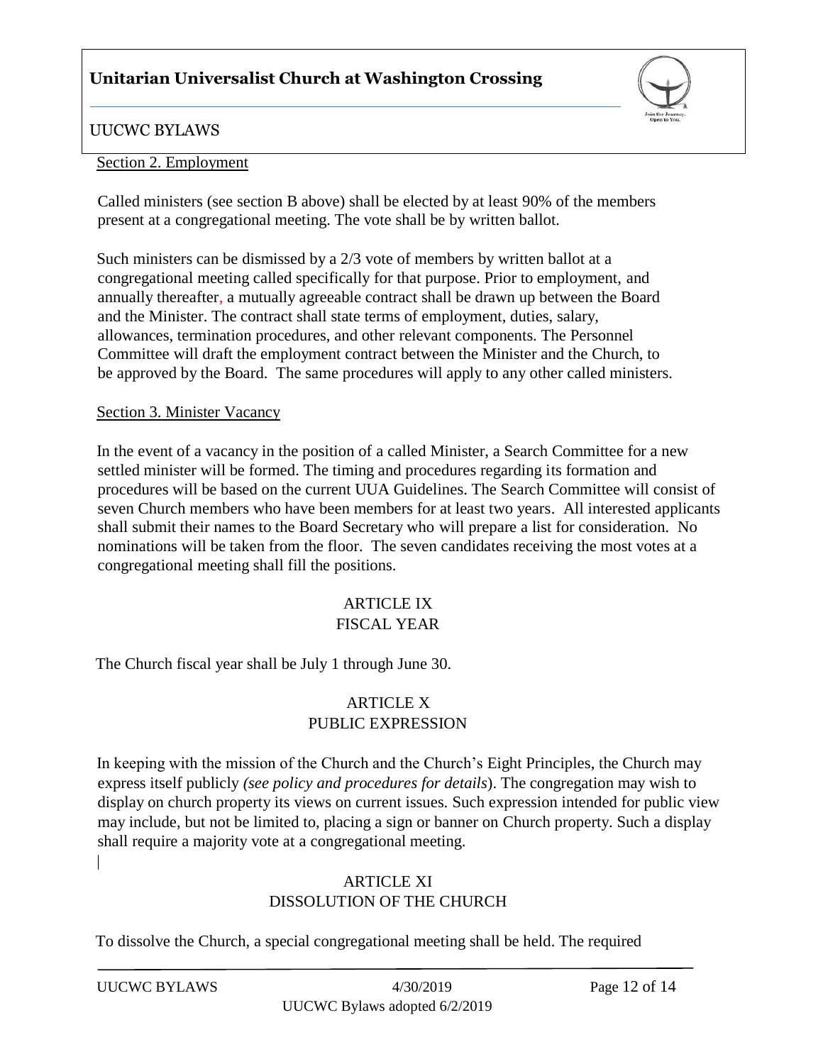Section 2. Employment

Called ministers (see section B above) shall be elected by at least 90% of the members present at a congregational meeting. The vote shall be by written ballot.

Such ministers can be dismissed by a 2/3 vote of members by written ballot at a congregational meeting called specifically for that purpose. Prior to employment, and annually thereafter, a mutually agreeable contract shall be drawn up between the Board and the Minister. The contract shall state terms of employment, duties, salary, allowances, termination procedures, and other relevant components. The Personnel Committee will draft the employment contract between the Minister and the Church, to be approved by the Board. The same procedures will apply to any other called ministers.

Section 3. Minister Vacancy

In the event of a vacancy in the position of a called Minister, a Search Committee for a new settled minister will be formed. The timing and procedures regarding its formation and procedures will be based on the current UUA Guidelines. The Search Committee will consist of seven Church members who have been members for at least two years. All interested applicants shall submit their names to the Board Secretary who will prepare a list for consideration. No nominations will be taken from the floor. The seven candidates receiving the most votes at a congregational meeting shall fill the positions.

## ARTICLE IX
## FISCAL YEAR

The Church fiscal year shall be July 1 through June 30.

## ARTICLE X
## PUBLIC EXPRESSION

In keeping with the mission of the Church and the Church's Eight Principles, the Church may express itself publicly *(see policy and procedures for details*). The congregation may wish to display on church property its views on current issues. Such expression intended for public view may include, but not be limited to, placing a sign or banner on Church property. Such a display shall require a majority vote at a congregational meeting.

## ARTICLE XI
## DISSOLUTION OF THE CHURCH

To dissolve the Church, a special congregational meeting shall be held. The required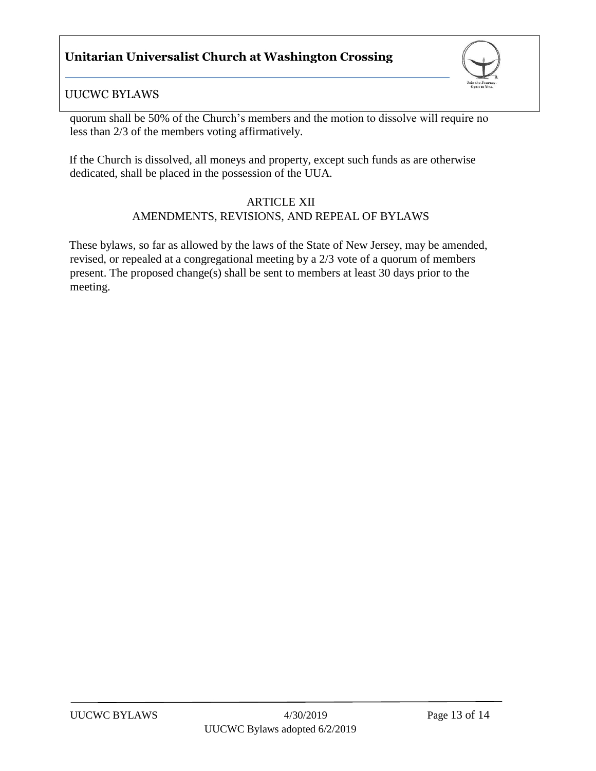quorum shall be 50% of the Church's members and the motion to dissolve will require no less than 2/3 of the members voting affirmatively.

If the Church is dissolved, all moneys and property, except such funds as are otherwise dedicated, shall be placed in the possession of the UUA.

## ARTICLE XII
## AMENDMENTS, REVISIONS, AND REPEAL OF BYLAWS

These bylaws, so far as allowed by the laws of the State of New Jersey, may be amended, revised, or repealed at a congregational meeting by a 2/3 vote of a quorum of members present. The proposed change(s) shall be sent to members at least 30 days prior to the meeting.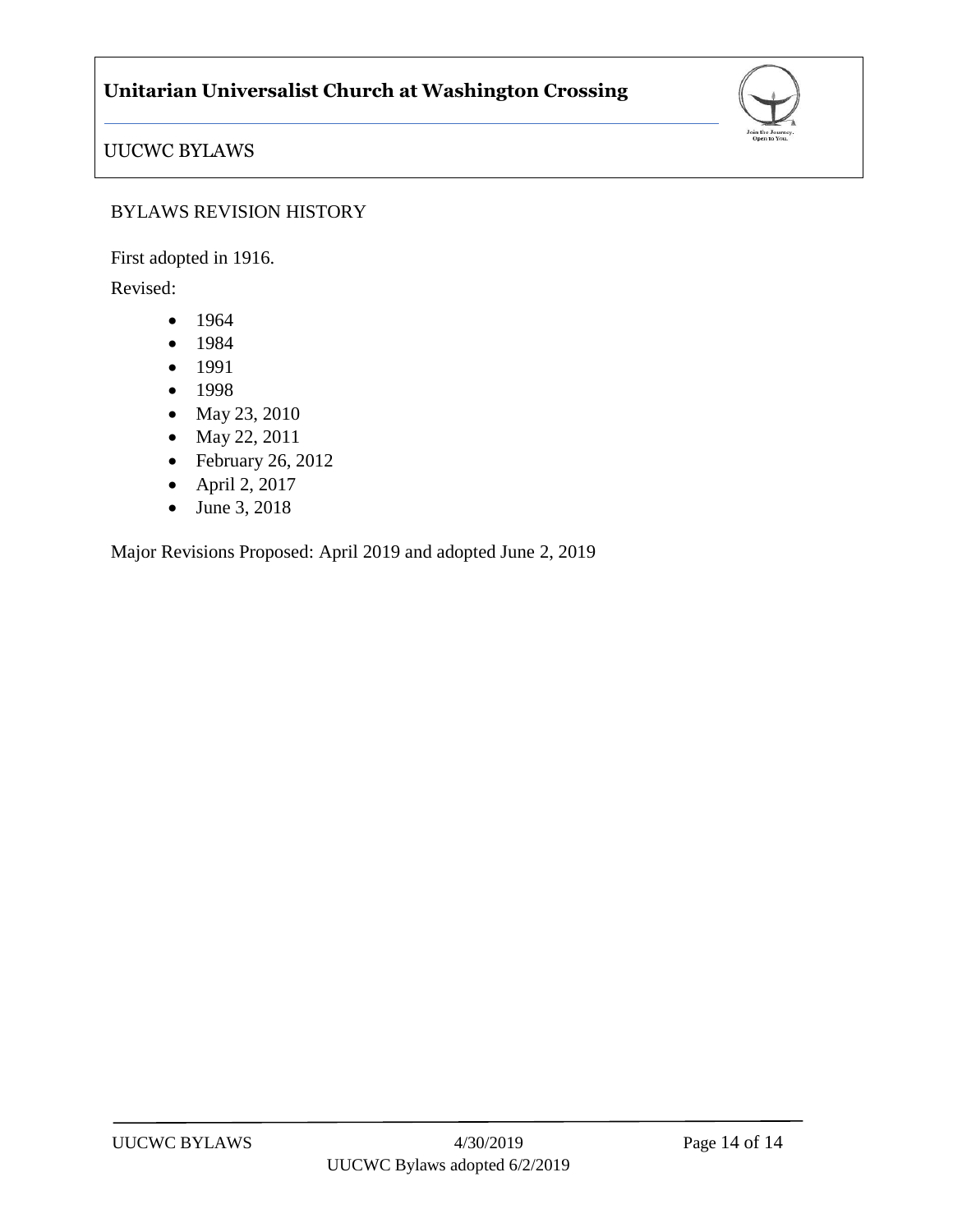## BYLAWS REVISION HISTORY

First adopted in 1916.

Revised:

- 1964
- 1984
- 1991
- 1998
- May 23, 2010
- May 22, 2011
- February 26, 2012
- April 2, 2017
- June 3, 2018

Major Revisions Proposed: April 2019 and adopted June 2, 2019